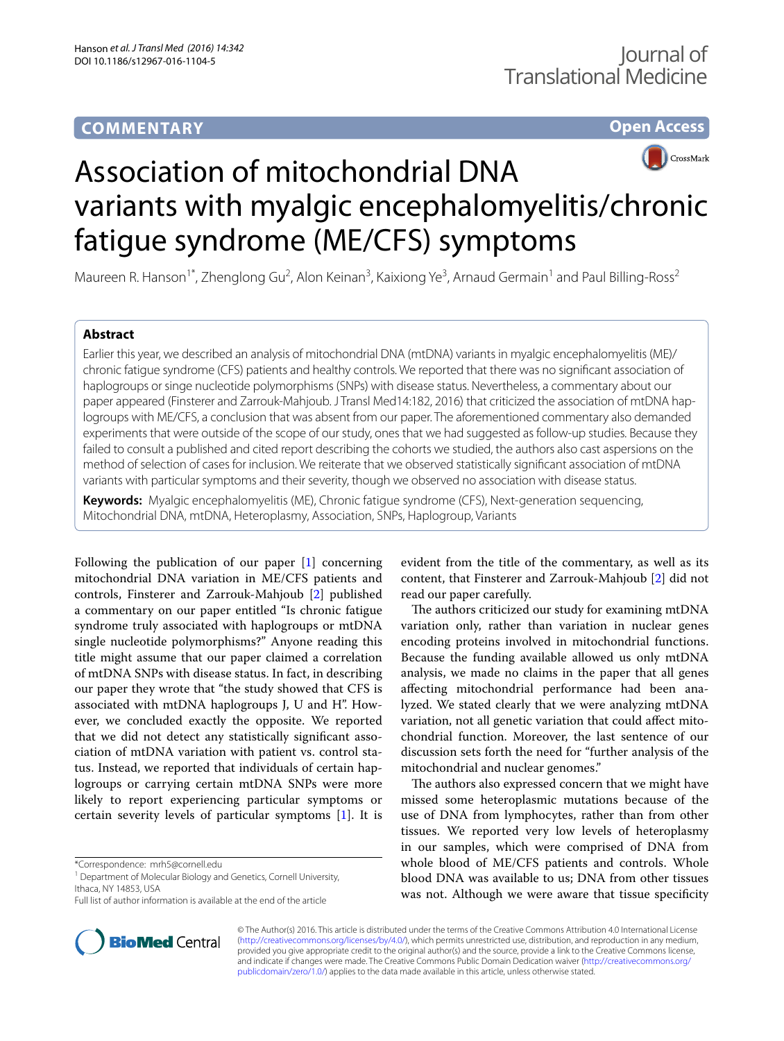**COMMENTARY**

**Open Access**

# Association of mitochondrial DNA variants with myalgic encephalomyelitis/chronic fatigue syndrome (ME/CFS) symptoms

Maureen R. Hanson[1*], Zhenglong Gu[2], Alon Keinan[3], Kaixiong Ye[3], Arnaud Germain[1] and Paul Billing-Ross[2]

## Abstract

Earlier this year, we described an analysis of mitochondrial DNA (mtDNA) variants in myalgic encephalomyelitis (ME)/chronic fatigue syndrome (CFS) patients and healthy controls. We reported that there was no significant association of haplogroups or singe nucleotide polymorphisms (SNPs) with disease status. Nevertheless, a commentary about our paper appeared (Finsterer and Zarrouk-Mahjoub. J Transl Med14:182, 2016) that criticized the association of mtDNA haplogroups with ME/CFS, a conclusion that was absent from our paper. The aforementioned commentary also demanded experiments that were outside of the scope of our study, ones that we had suggested as follow-up studies. Because they failed to consult a published and cited report describing the cohorts we studied, the authors also cast aspersions on the method of selection of cases for inclusion. We reiterate that we observed statistically significant association of mtDNA variants with particular symptoms and their severity, though we observed no association with disease status.

**Keywords:** Myalgic encephalomyelitis (ME), Chronic fatigue syndrome (CFS), Next-generation sequencing, Mitochondrial DNA, mtDNA, Heteroplasmy, Association, SNPs, Haplogroup, Variants

Following the publication of our paper [1] concerning mitochondrial DNA variation in ME/CFS patients and controls, Finsterer and Zarrouk-Mahjoub [2] published a commentary on our paper entitled "Is chronic fatigue syndrome truly associated with haplogroups or mtDNA single nucleotide polymorphisms?" Anyone reading this title might assume that our paper claimed a correlation of mtDNA SNPs with disease status. In fact, in describing our paper they wrote that "the study showed that CFS is associated with mtDNA haplogroups J, U and H". However, we concluded exactly the opposite. We reported that we did not detect any statistically significant association of mtDNA variation with patient vs. control status. Instead, we reported that individuals of certain haplogroups or carrying certain mtDNA SNPs were more likely to report experiencing particular symptoms or certain severity levels of particular symptoms [1]. It is evident from the title of the commentary, as well as its content, that Finsterer and Zarrouk-Mahjoub [2] did not read our paper carefully.

The authors criticized our study for examining mtDNA variation only, rather than variation in nuclear genes encoding proteins involved in mitochondrial functions. Because the funding available allowed us only mtDNA analysis, we made no claims in the paper that all genes affecting mitochondrial performance had been analyzed. We stated clearly that we were analyzing mtDNA variation, not all genetic variation that could affect mitochondrial function. Moreover, the last sentence of our discussion sets forth the need for "further analysis of the mitochondrial and nuclear genomes."

The authors also expressed concern that we might have missed some heteroplasmic mutations because of the use of DNA from lymphocytes, rather than from other tissues. We reported very low levels of heteroplasmy in our samples, which were comprised of DNA from whole blood of ME/CFS patients and controls. Whole blood DNA was available to us; DNA from other tissues was not. Although we were aware that tissue specificity

*Correspondence: mrh5@cornell.edu
[1] Department of Molecular Biology and Genetics, Cornell University, Ithaca, NY 14853, USA
Full list of author information is available at the end of the article

© The Author(s) 2016. This article is distributed under the terms of the Creative Commons Attribution 4.0 International License (http://creativecommons.org/licenses/by/4.0/), which permits unrestricted use, distribution, and reproduction in any medium, provided you give appropriate credit to the original author(s) and the source, provide a link to the Creative Commons license, and indicate if changes were made. The Creative Commons Public Domain Dedication waiver (http://creativecommons.org/publicdomain/zero/1.0/) applies to the data made available in this article, unless otherwise stated.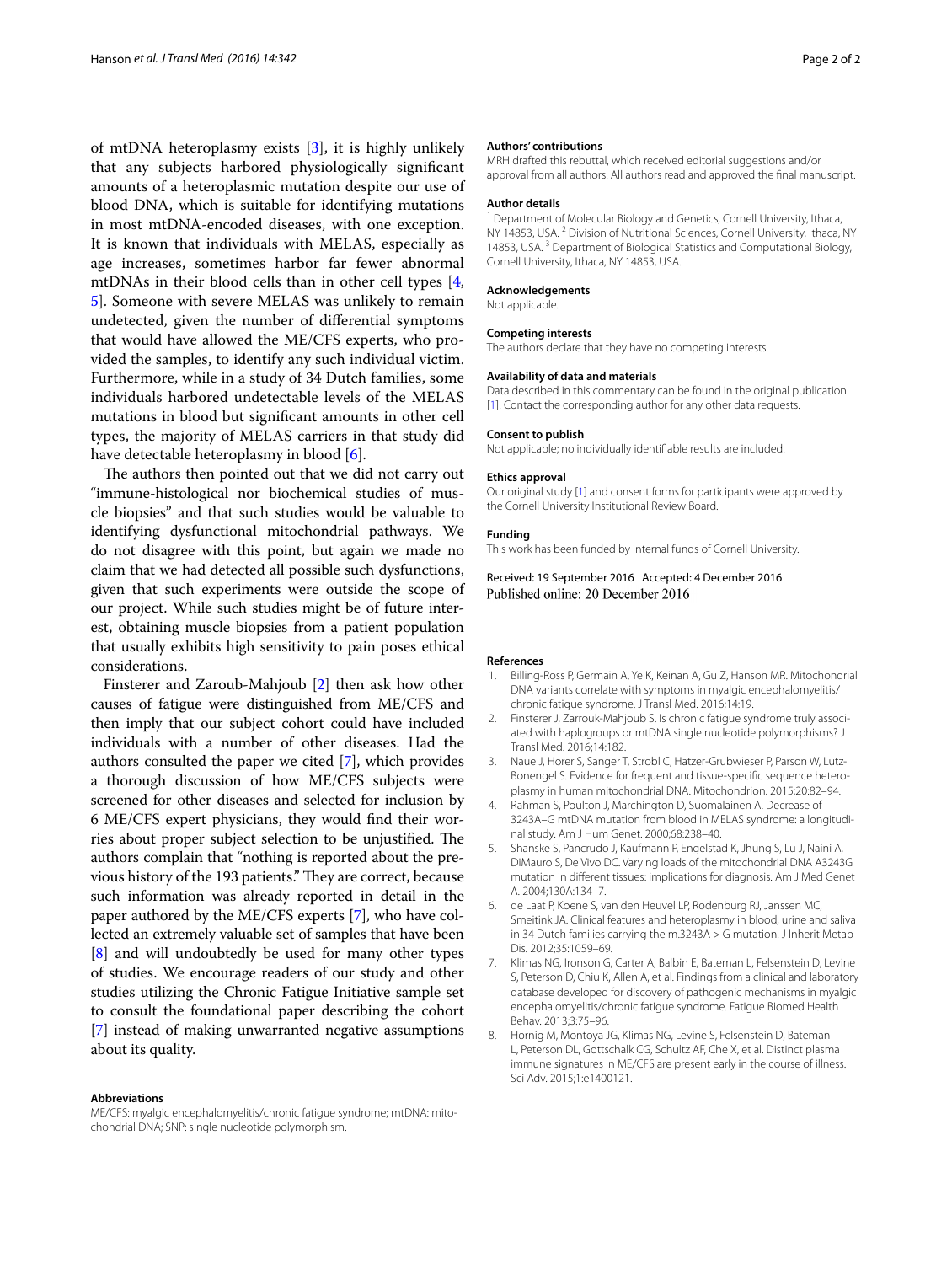of mtDNA heteroplasmy exists [3], it is highly unlikely that any subjects harbored physiologically significant amounts of a heteroplasmic mutation despite our use of blood DNA, which is suitable for identifying mutations in most mtDNA-encoded diseases, with one exception. It is known that individuals with MELAS, especially as age increases, sometimes harbor far fewer abnormal mtDNAs in their blood cells than in other cell types [4, 5]. Someone with severe MELAS was unlikely to remain undetected, given the number of differential symptoms that would have allowed the ME/CFS experts, who provided the samples, to identify any such individual victim. Furthermore, while in a study of 34 Dutch families, some individuals harbored undetectable levels of the MELAS mutations in blood but significant amounts in other cell types, the majority of MELAS carriers in that study did have detectable heteroplasmy in blood [6].

The authors then pointed out that we did not carry out "immune-histological nor biochemical studies of muscle biopsies" and that such studies would be valuable to identifying dysfunctional mitochondrial pathways. We do not disagree with this point, but again we made no claim that we had detected all possible such dysfunctions, given that such experiments were outside the scope of our project. While such studies might be of future interest, obtaining muscle biopsies from a patient population that usually exhibits high sensitivity to pain poses ethical considerations.

Finsterer and Zaroub-Mahjoub [2] then ask how other causes of fatigue were distinguished from ME/CFS and then imply that our subject cohort could have included individuals with a number of other diseases. Had the authors consulted the paper we cited [7], which provides a thorough discussion of how ME/CFS subjects were screened for other diseases and selected for inclusion by 6 ME/CFS expert physicians, they would find their worries about proper subject selection to be unjustified. The authors complain that "nothing is reported about the previous history of the 193 patients." They are correct, because such information was already reported in detail in the paper authored by the ME/CFS experts [7], who have collected an extremely valuable set of samples that have been [8] and will undoubtedly be used for many other types of studies. We encourage readers of our study and other studies utilizing the Chronic Fatigue Initiative sample set to consult the foundational paper describing the cohort [7] instead of making unwarranted negative assumptions about its quality.

#### Abbreviations

ME/CFS: myalgic encephalomyelitis/chronic fatigue syndrome; mtDNA: mitochondrial DNA; SNP: single nucleotide polymorphism.

#### Authors' contributions

MRH drafted this rebuttal, which received editorial suggestions and/or approval from all authors. All authors read and approved the final manuscript.

#### Author details

[1] Department of Molecular Biology and Genetics, Cornell University, Ithaca, NY 14853, USA. [2] Division of Nutritional Sciences, Cornell University, Ithaca, NY 14853, USA. [3] Department of Biological Statistics and Computational Biology, Cornell University, Ithaca, NY 14853, USA.

#### Acknowledgements

Not applicable.

#### Competing interests

The authors declare that they have no competing interests.

#### Availability of data and materials

Data described in this commentary can be found in the original publication [1]. Contact the corresponding author for any other data requests.

#### Consent to publish

Not applicable; no individually identifiable results are included.

#### Ethics approval

Our original study [1] and consent forms for participants were approved by the Cornell University Institutional Review Board.

#### Funding

This work has been funded by internal funds of Cornell University.

Received: 19 September 2016 Accepted: 4 December 2016
Published online: 20 December 2016

#### References

1. Billing-Ross P, Germain A, Ye K, Keinan A, Gu Z, Hanson MR. Mitochondrial DNA variants correlate with symptoms in myalgic encephalomyelitis/chronic fatigue syndrome. J Transl Med. 2016;14:19.
2. Finsterer J, Zarrouk-Mahjoub S. Is chronic fatigue syndrome truly associated with haplogroups or mtDNA single nucleotide polymorphisms? J Transl Med. 2016;14:182.
3. Naue J, Horer S, Sanger T, Strobl C, Hatzer-Grubwieser P, Parson W, Lutz-Bonengel S. Evidence for frequent and tissue-specific sequence heteroplasmy in human mitochondrial DNA. Mitochondrion. 2015;20:82–94.
4. Rahman S, Poulton J, Marchington D, Suomalainen A. Decrease of 3243A–G mtDNA mutation from blood in MELAS syndrome: a longitudinal study. Am J Hum Genet. 2000;68:238–40.
5. Shanske S, Pancrudo J, Kaufmann P, Engelstad K, Jhung S, Lu J, Naini A, DiMauro S, De Vivo DC. Varying loads of the mitochondrial DNA A3243G mutation in different tissues: implications for diagnosis. Am J Med Genet A. 2004;130A:134–7.
6. de Laat P, Koene S, van den Heuvel LP, Rodenburg RJ, Janssen MC, Smeitink JA. Clinical features and heteroplasmy in blood, urine and saliva in 34 Dutch families carrying the m.3243A > G mutation. J Inherit Metab Dis. 2012;35:1059–69.
7. Klimas NG, Ironson G, Carter A, Balbin E, Bateman L, Felsenstein D, Levine S, Peterson D, Chiu K, Allen A, et al. Findings from a clinical and laboratory database developed for discovery of pathogenic mechanisms in myalgic encephalomyelitis/chronic fatigue syndrome. Fatigue Biomed Health Behav. 2013;3:75–96.
8. Hornig M, Montoya JG, Klimas NG, Levine S, Felsenstein D, Bateman L, Peterson DL, Gottschalk CG, Schultz AF, Che X, et al. Distinct plasma immune signatures in ME/CFS are present early in the course of illness. Sci Adv. 2015;1:e1400121.